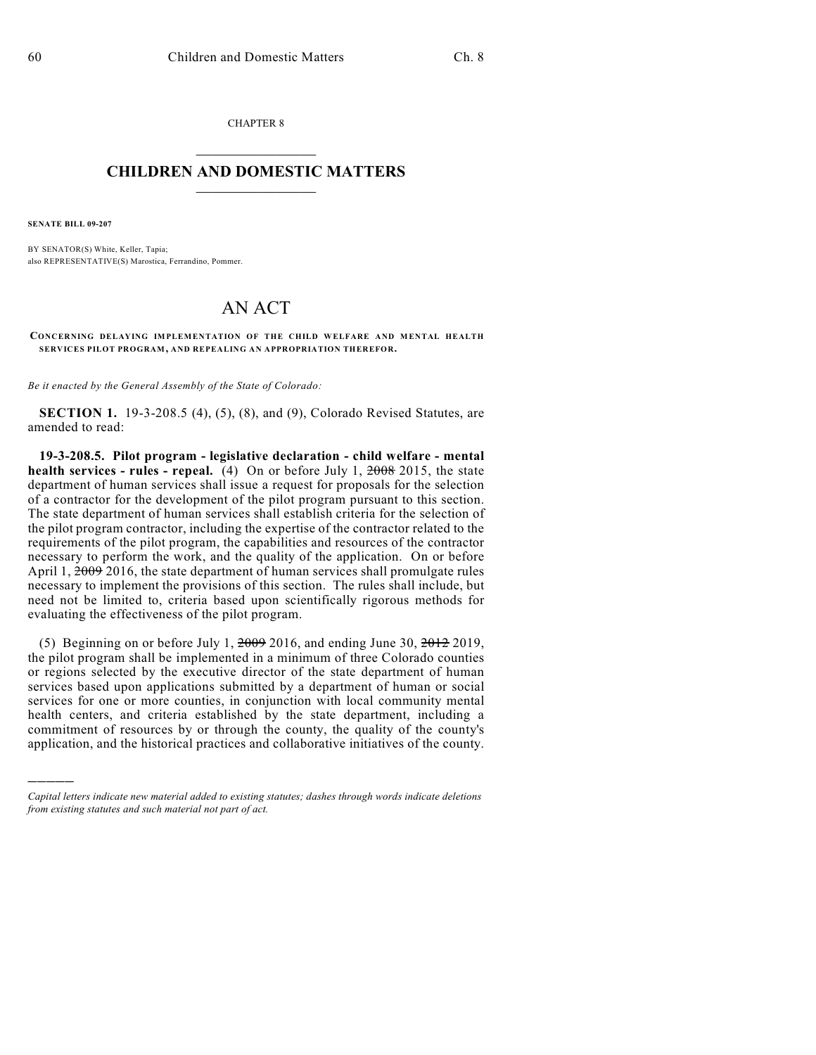CHAPTER 8

# CHILDREN AND DOMESTIC MATTERS

**SENATE BILL 09-207**

BY SENATOR(S) White, Keller, Tapia;
also REPRESENTATIVE(S) Marostica, Ferrandino, Pommer.

## AN ACT

**CONCERNING DELAYING IMPLEMENTATION OF THE CHILD WELFARE AND MENTAL HEALTH SERVICES PILOT PROGRAM, AND REPEALING AN APPROPRIATION THEREFOR.**

*Be it enacted by the General Assembly of the State of Colorado:*

**SECTION 1.** 19-3-208.5 (4), (5), (8), and (9), Colorado Revised Statutes, are amended to read:

**19-3-208.5. Pilot program - legislative declaration - child welfare - mental health services - rules - repeal.** (4) On or before July 1, ~~2008~~ 2015, the state department of human services shall issue a request for proposals for the selection of a contractor for the development of the pilot program pursuant to this section. The state department of human services shall establish criteria for the selection of the pilot program contractor, including the expertise of the contractor related to the requirements of the pilot program, the capabilities and resources of the contractor necessary to perform the work, and the quality of the application. On or before April 1, ~~2009~~ 2016, the state department of human services shall promulgate rules necessary to implement the provisions of this section. The rules shall include, but need not be limited to, criteria based upon scientifically rigorous methods for evaluating the effectiveness of the pilot program.

(5) Beginning on or before July 1, ~~2009~~ 2016, and ending June 30, ~~2012~~ 2019, the pilot program shall be implemented in a minimum of three Colorado counties or regions selected by the executive director of the state department of human services based upon applications submitted by a department of human or social services for one or more counties, in conjunction with local community mental health centers, and criteria established by the state department, including a commitment of resources by or through the county, the quality of the county's application, and the historical practices and collaborative initiatives of the county.

---

*Capital letters indicate new material added to existing statutes; dashes through words indicate deletions from existing statutes and such material not part of act.*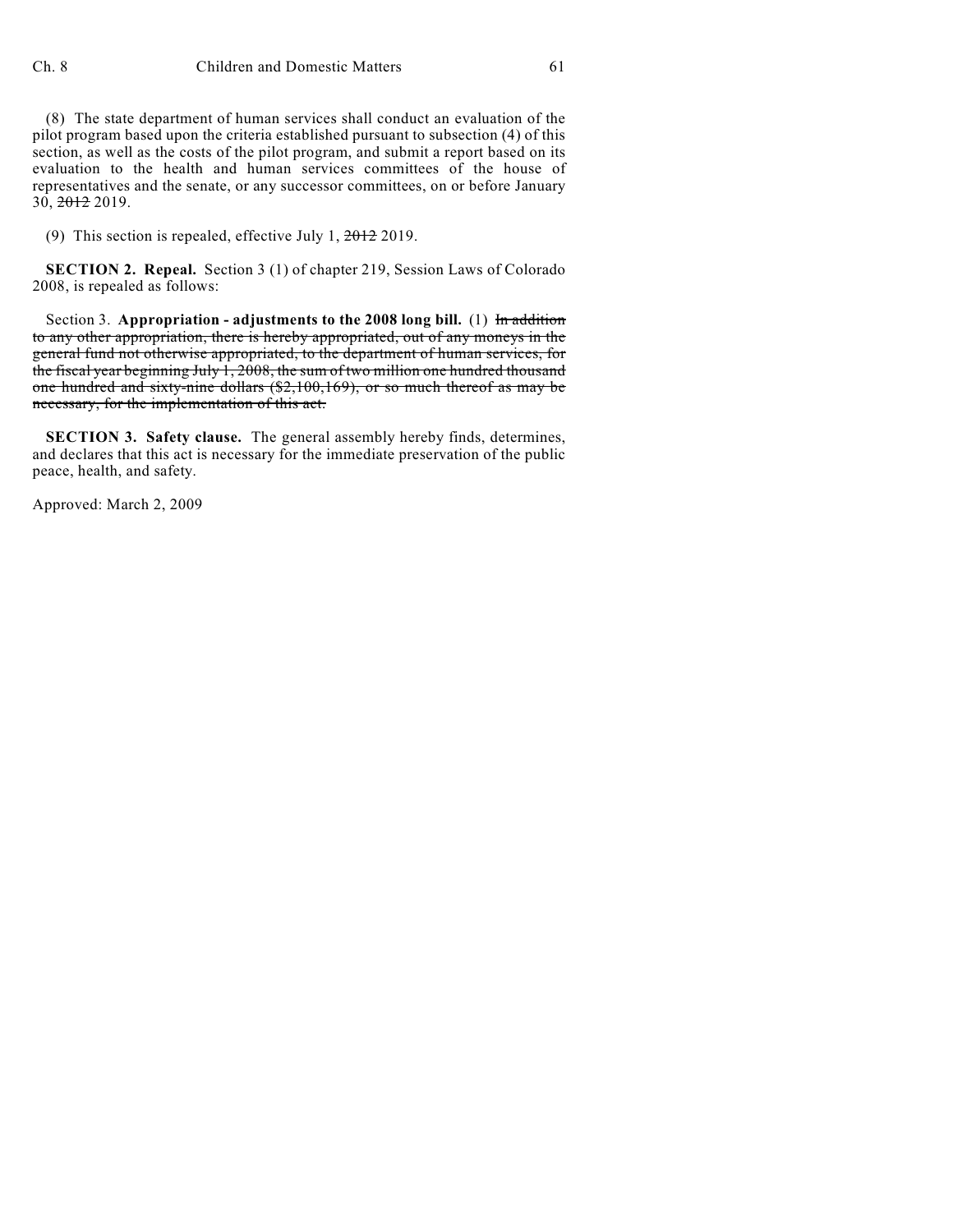(8) The state department of human services shall conduct an evaluation of the pilot program based upon the criteria established pursuant to subsection (4) of this section, as well as the costs of the pilot program, and submit a report based on its evaluation to the health and human services committees of the house of representatives and the senate, or any successor committees, on or before January 30, ~~2012~~ 2019.

(9) This section is repealed, effective July 1, ~~2012~~ 2019.

**SECTION 2. Repeal.** Section 3 (1) of chapter 219, Session Laws of Colorado 2008, is repealed as follows:

Section 3. **Appropriation - adjustments to the 2008 long bill.** (1) ~~In addition to any other appropriation, there is hereby appropriated, out of any moneys in the general fund not otherwise appropriated, to the department of human services, for the fiscal year beginning July 1, 2008, the sum of two million one hundred thousand one hundred and sixty-nine dollars ($2,100,169), or so much thereof as may be necessary, for the implementation of this act.~~

**SECTION 3. Safety clause.** The general assembly hereby finds, determines, and declares that this act is necessary for the immediate preservation of the public peace, health, and safety.

Approved: March 2, 2009